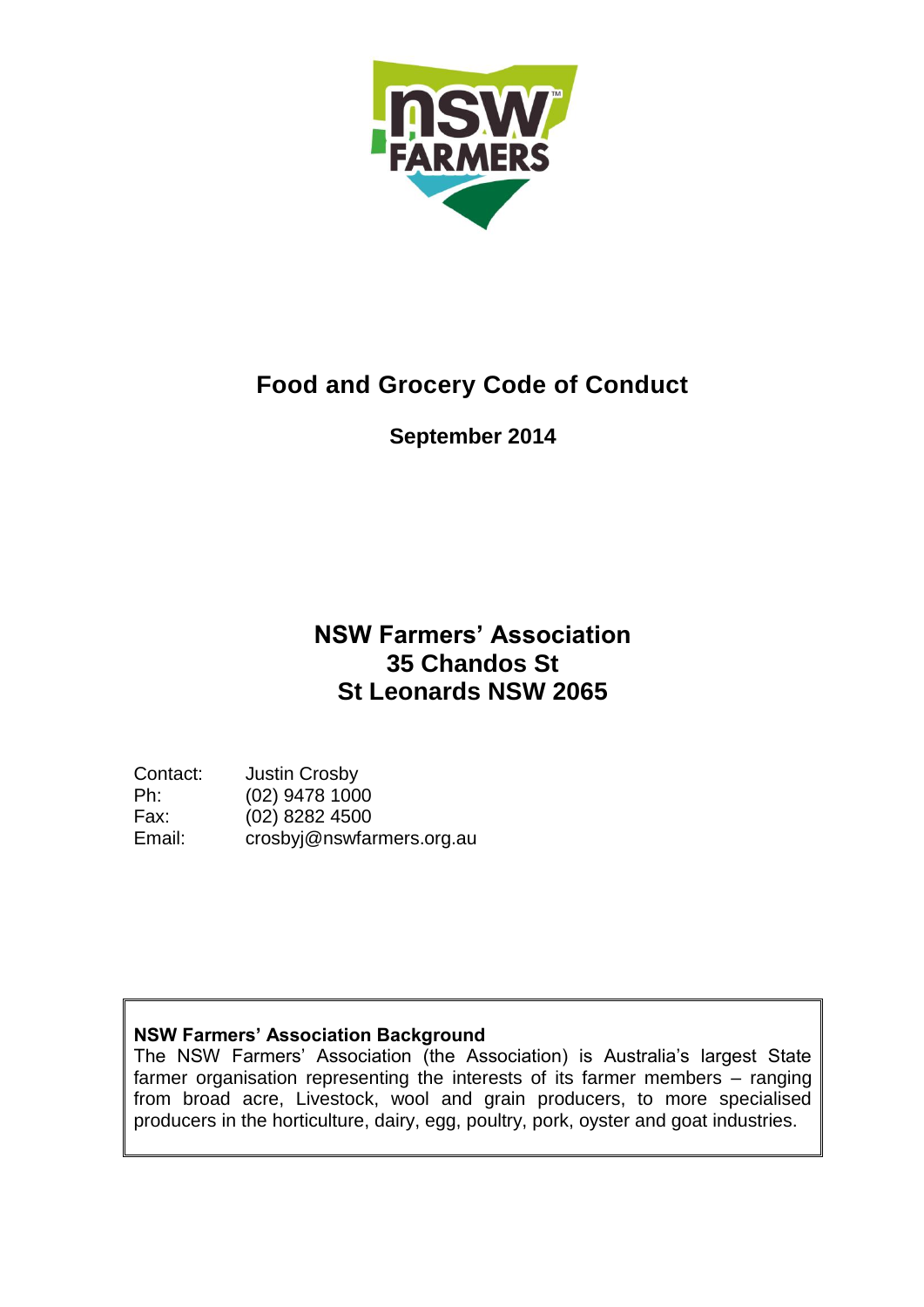# Food and Grocery Code of Conduct

**September 2014**

**NSW Farmers' Association**
**35 Chandos St**
**St Leonards NSW 2065**

Contact: Justin Crosby
Ph: (02) 9478 1000
Fax: (02) 8282 4500
Email: crosbyj@nswfarmers.org.au

**NSW Farmers' Association Background**
The NSW Farmers' Association (the Association) is Australia's largest State farmer organisation representing the interests of its farmer members – ranging from broad acre, Livestock, wool and grain producers, to more specialised producers in the horticulture, dairy, egg, poultry, pork, oyster and goat industries.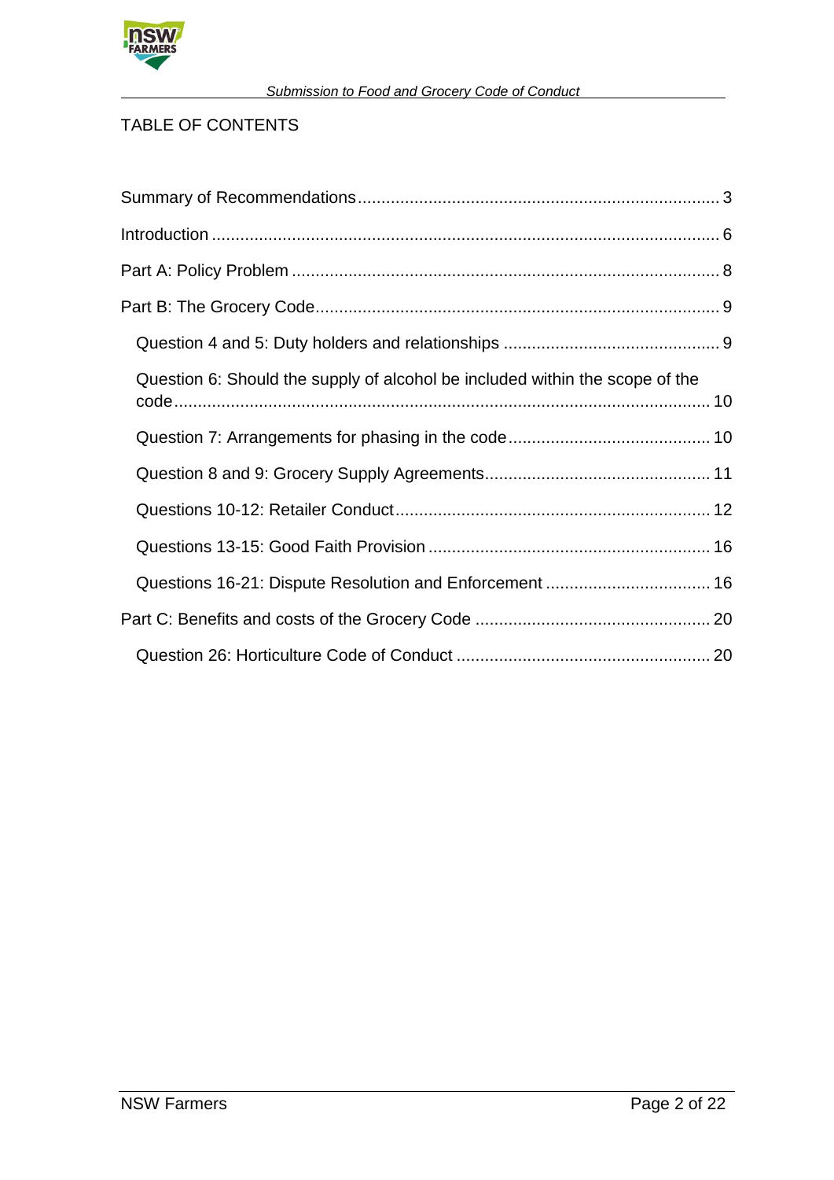# TABLE OF CONTENTS

Summary of Recommendations ............................................................................ 3

Introduction ........................................................................................................... 6

Part A: Policy Problem .......................................................................................... 8

Part B: The Grocery Code ..................................................................................... 9

- Question 4 and 5: Duty holders and relationships ............................................. 9
- Question 6: Should the supply of alcohol be included within the scope of the code ................................................................................................................ 10
- Question 7: Arrangements for phasing in the code .......................................... 10
- Question 8 and 9: Grocery Supply Agreements ................................................ 11
- Questions 10-12: Retailer Conduct .................................................................. 12
- Questions 13-15: Good Faith Provision ........................................................... 16
- Questions 16-21: Dispute Resolution and Enforcement ................................... 16

Part C: Benefits and costs of the Grocery Code ................................................. 20

- Question 26: Horticulture Code of Conduct ..................................................... 20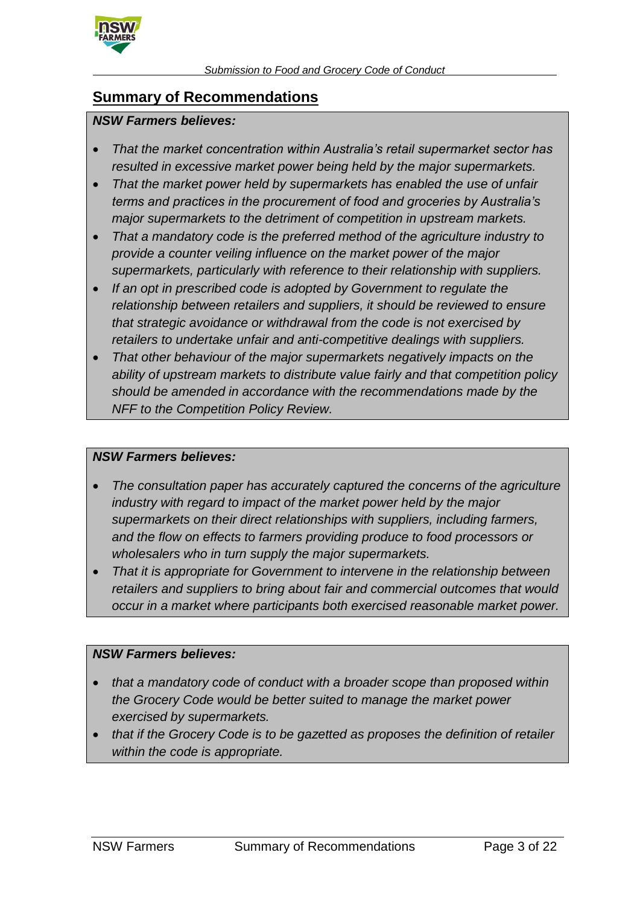## Summary of Recommendations

***NSW Farmers believes:***

- *That the market concentration within Australia's retail supermarket sector has resulted in excessive market power being held by the major supermarkets.*
- *That the market power held by supermarkets has enabled the use of unfair terms and practices in the procurement of food and groceries by Australia's major supermarkets to the detriment of competition in upstream markets.*
- *That a mandatory code is the preferred method of the agriculture industry to provide a counter veiling influence on the market power of the major supermarkets, particularly with reference to their relationship with suppliers.*
- *If an opt in prescribed code is adopted by Government to regulate the relationship between retailers and suppliers, it should be reviewed to ensure that strategic avoidance or withdrawal from the code is not exercised by retailers to undertake unfair and anti-competitive dealings with suppliers.*
- *That other behaviour of the major supermarkets negatively impacts on the ability of upstream markets to distribute value fairly and that competition policy should be amended in accordance with the recommendations made by the NFF to the Competition Policy Review.*

***NSW Farmers believes:***

- *The consultation paper has accurately captured the concerns of the agriculture industry with regard to impact of the market power held by the major supermarkets on their direct relationships with suppliers, including farmers, and the flow on effects to farmers providing produce to food processors or wholesalers who in turn supply the major supermarkets.*
- *That it is appropriate for Government to intervene in the relationship between retailers and suppliers to bring about fair and commercial outcomes that would occur in a market where participants both exercised reasonable market power.*

***NSW Farmers believes:***

- *that a mandatory code of conduct with a broader scope than proposed within the Grocery Code would be better suited to manage the market power exercised by supermarkets.*
- *that if the Grocery Code is to be gazetted as proposes the definition of retailer within the code is appropriate.*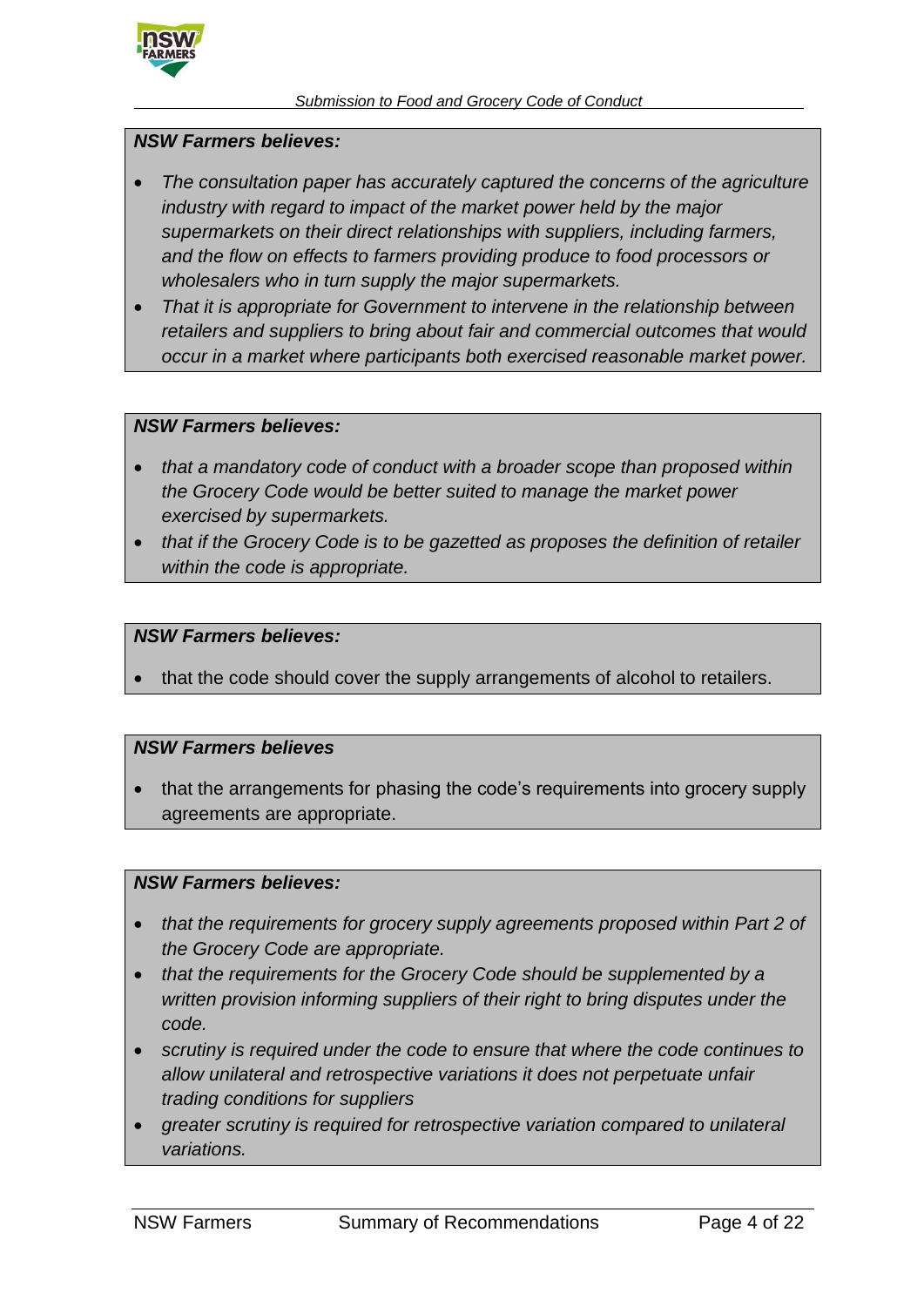***NSW Farmers believes:***

- *The consultation paper has accurately captured the concerns of the agriculture industry with regard to impact of the market power held by the major supermarkets on their direct relationships with suppliers, including farmers, and the flow on effects to farmers providing produce to food processors or wholesalers who in turn supply the major supermarkets.*
- *That it is appropriate for Government to intervene in the relationship between retailers and suppliers to bring about fair and commercial outcomes that would occur in a market where participants both exercised reasonable market power.*

***NSW Farmers believes:***

- *that a mandatory code of conduct with a broader scope than proposed within the Grocery Code would be better suited to manage the market power exercised by supermarkets.*
- *that if the Grocery Code is to be gazetted as proposes the definition of retailer within the code is appropriate.*

***NSW Farmers believes:***

- that the code should cover the supply arrangements of alcohol to retailers.

***NSW Farmers believes***

- that the arrangements for phasing the code's requirements into grocery supply agreements are appropriate.

***NSW Farmers believes:***

- *that the requirements for grocery supply agreements proposed within Part 2 of the Grocery Code are appropriate.*
- *that the requirements for the Grocery Code should be supplemented by a written provision informing suppliers of their right to bring disputes under the code.*
- *scrutiny is required under the code to ensure that where the code continues to allow unilateral and retrospective variations it does not perpetuate unfair trading conditions for suppliers*
- *greater scrutiny is required for retrospective variation compared to unilateral variations.*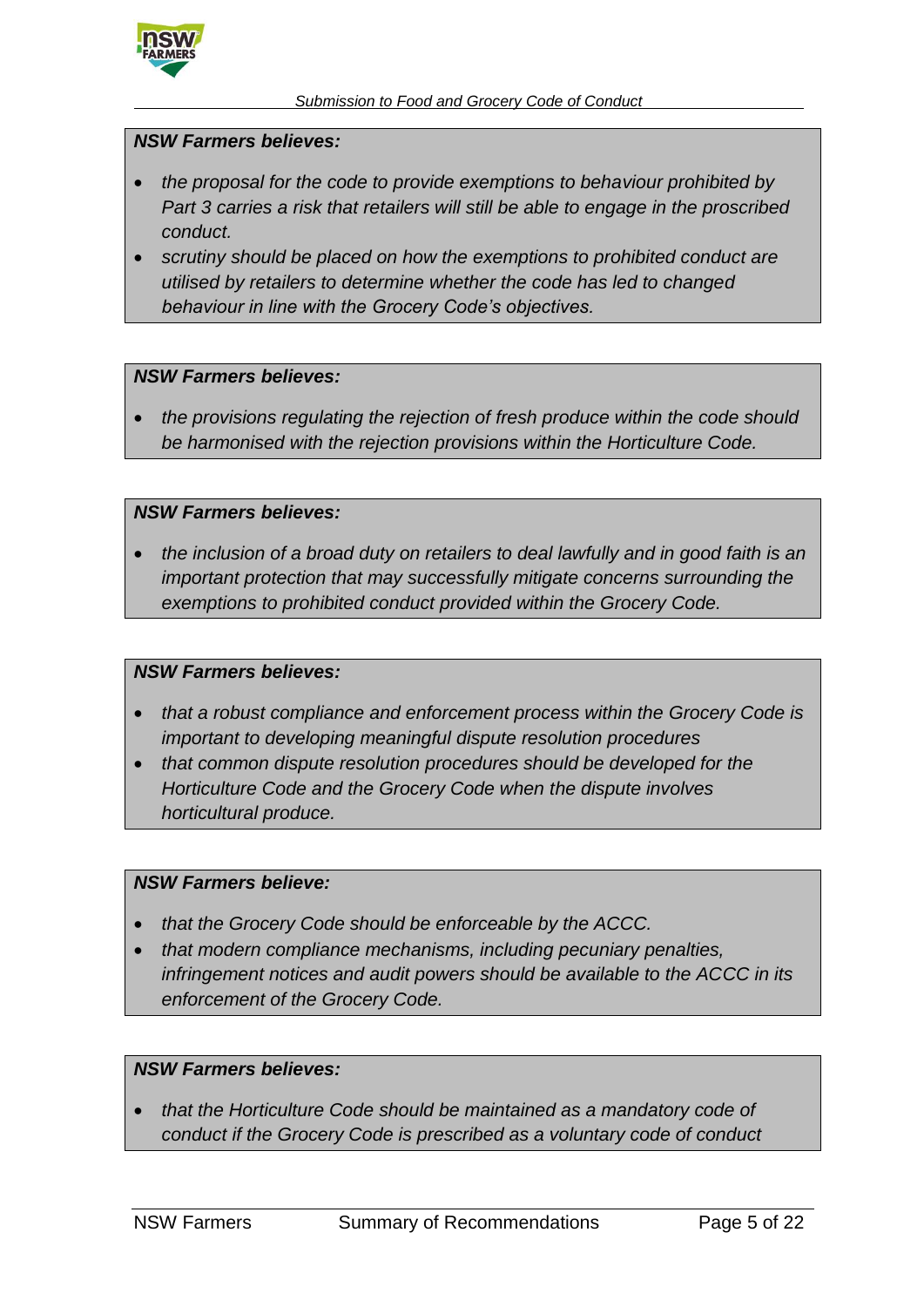***NSW Farmers believes:***

- *the proposal for the code to provide exemptions to behaviour prohibited by Part 3 carries a risk that retailers will still be able to engage in the proscribed conduct.*
- *scrutiny should be placed on how the exemptions to prohibited conduct are utilised by retailers to determine whether the code has led to changed behaviour in line with the Grocery Code's objectives.*

***NSW Farmers believes:***

- *the provisions regulating the rejection of fresh produce within the code should be harmonised with the rejection provisions within the Horticulture Code.*

***NSW Farmers believes:***

- *the inclusion of a broad duty on retailers to deal lawfully and in good faith is an important protection that may successfully mitigate concerns surrounding the exemptions to prohibited conduct provided within the Grocery Code.*

***NSW Farmers believes:***

- *that a robust compliance and enforcement process within the Grocery Code is important to developing meaningful dispute resolution procedures*
- *that common dispute resolution procedures should be developed for the Horticulture Code and the Grocery Code when the dispute involves horticultural produce.*

***NSW Farmers believe:***

- *that the Grocery Code should be enforceable by the ACCC.*
- *that modern compliance mechanisms, including pecuniary penalties, infringement notices and audit powers should be available to the ACCC in its enforcement of the Grocery Code.*

***NSW Farmers believes:***

- *that the Horticulture Code should be maintained as a mandatory code of conduct if the Grocery Code is prescribed as a voluntary code of conduct*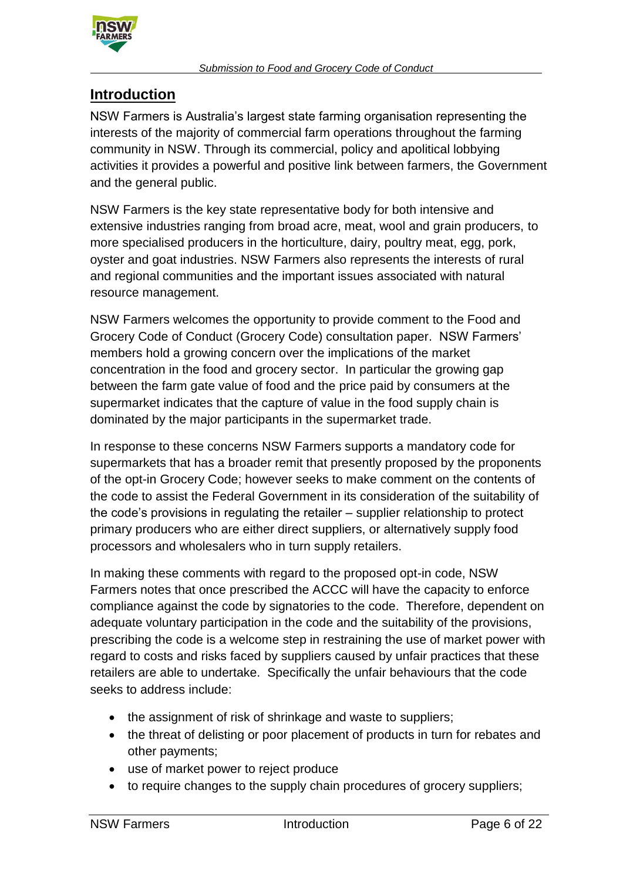## Introduction

NSW Farmers is Australia's largest state farming organisation representing the interests of the majority of commercial farm operations throughout the farming community in NSW. Through its commercial, policy and apolitical lobbying activities it provides a powerful and positive link between farmers, the Government and the general public.

NSW Farmers is the key state representative body for both intensive and extensive industries ranging from broad acre, meat, wool and grain producers, to more specialised producers in the horticulture, dairy, poultry meat, egg, pork, oyster and goat industries. NSW Farmers also represents the interests of rural and regional communities and the important issues associated with natural resource management.

NSW Farmers welcomes the opportunity to provide comment to the Food and Grocery Code of Conduct (Grocery Code) consultation paper. NSW Farmers' members hold a growing concern over the implications of the market concentration in the food and grocery sector. In particular the growing gap between the farm gate value of food and the price paid by consumers at the supermarket indicates that the capture of value in the food supply chain is dominated by the major participants in the supermarket trade.

In response to these concerns NSW Farmers supports a mandatory code for supermarkets that has a broader remit that presently proposed by the proponents of the opt-in Grocery Code; however seeks to make comment on the contents of the code to assist the Federal Government in its consideration of the suitability of the code's provisions in regulating the retailer – supplier relationship to protect primary producers who are either direct suppliers, or alternatively supply food processors and wholesalers who in turn supply retailers.

In making these comments with regard to the proposed opt-in code, NSW Farmers notes that once prescribed the ACCC will have the capacity to enforce compliance against the code by signatories to the code. Therefore, dependent on adequate voluntary participation in the code and the suitability of the provisions, prescribing the code is a welcome step in restraining the use of market power with regard to costs and risks faced by suppliers caused by unfair practices that these retailers are able to undertake. Specifically the unfair behaviours that the code seeks to address include:

- the assignment of risk of shrinkage and waste to suppliers;
- the threat of delisting or poor placement of products in turn for rebates and other payments;
- use of market power to reject produce
- to require changes to the supply chain procedures of grocery suppliers;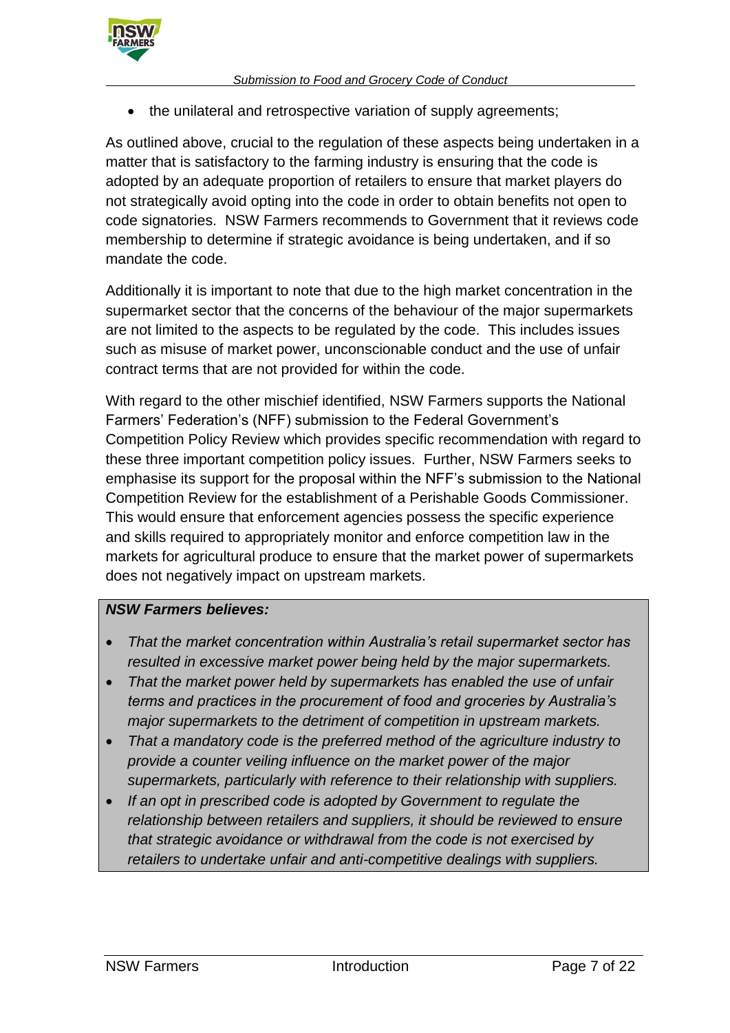- the unilateral and retrospective variation of supply agreements;

As outlined above, crucial to the regulation of these aspects being undertaken in a matter that is satisfactory to the farming industry is ensuring that the code is adopted by an adequate proportion of retailers to ensure that market players do not strategically avoid opting into the code in order to obtain benefits not open to code signatories. NSW Farmers recommends to Government that it reviews code membership to determine if strategic avoidance is being undertaken, and if so mandate the code.

Additionally it is important to note that due to the high market concentration in the supermarket sector that the concerns of the behaviour of the major supermarkets are not limited to the aspects to be regulated by the code. This includes issues such as misuse of market power, unconscionable conduct and the use of unfair contract terms that are not provided for within the code.

With regard to the other mischief identified, NSW Farmers supports the National Farmers' Federation's (NFF) submission to the Federal Government's Competition Policy Review which provides specific recommendation with regard to these three important competition policy issues. Further, NSW Farmers seeks to emphasise its support for the proposal within the NFF's submission to the National Competition Review for the establishment of a Perishable Goods Commissioner. This would ensure that enforcement agencies possess the specific experience and skills required to appropriately monitor and enforce competition law in the markets for agricultural produce to ensure that the market power of supermarkets does not negatively impact on upstream markets.

***NSW Farmers believes:***

- *That the market concentration within Australia's retail supermarket sector has resulted in excessive market power being held by the major supermarkets.*
- *That the market power held by supermarkets has enabled the use of unfair terms and practices in the procurement of food and groceries by Australia's major supermarkets to the detriment of competition in upstream markets.*
- *That a mandatory code is the preferred method of the agriculture industry to provide a counter veiling influence on the market power of the major supermarkets, particularly with reference to their relationship with suppliers.*
- *If an opt in prescribed code is adopted by Government to regulate the relationship between retailers and suppliers, it should be reviewed to ensure that strategic avoidance or withdrawal from the code is not exercised by retailers to undertake unfair and anti-competitive dealings with suppliers.*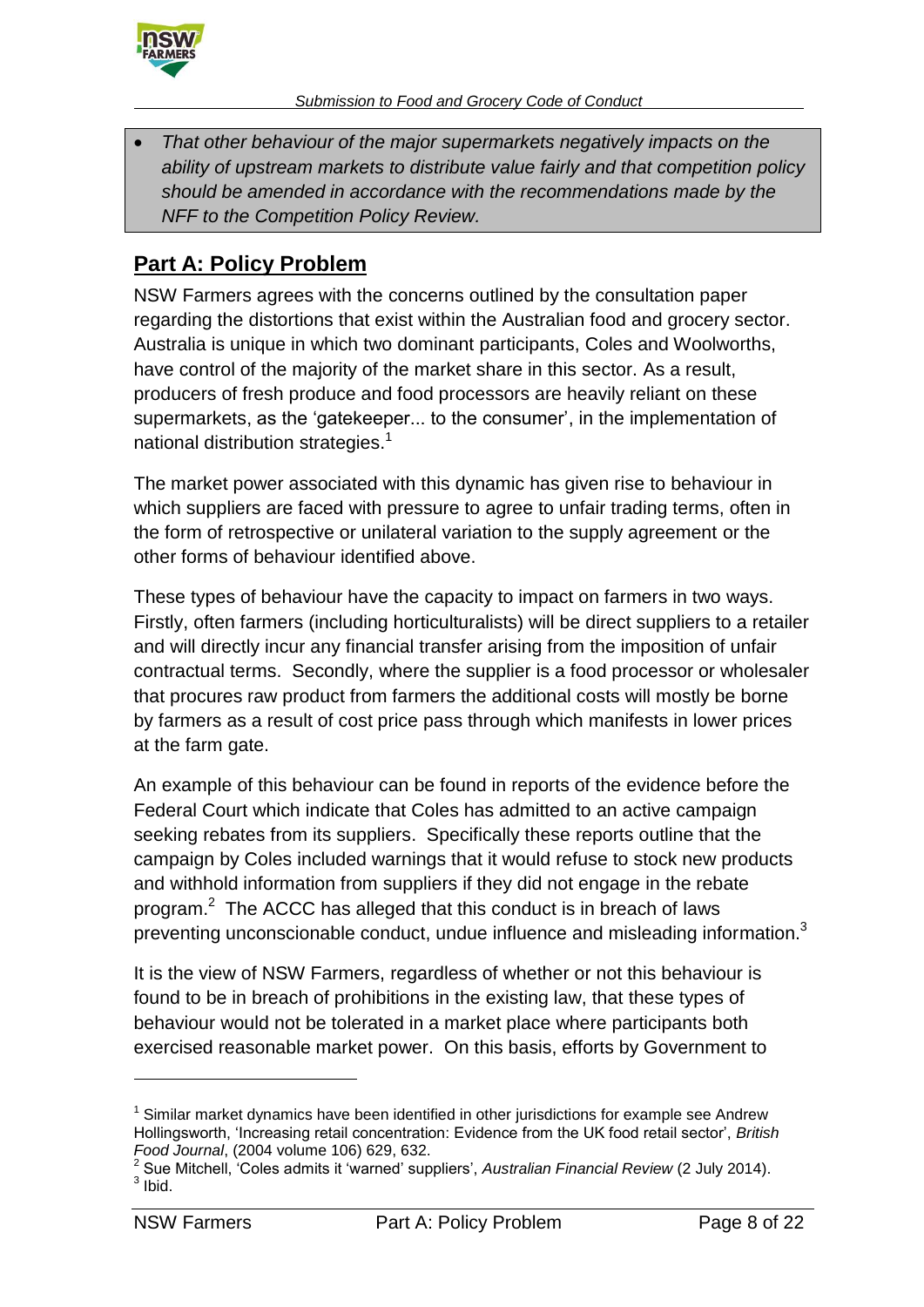- *That other behaviour of the major supermarkets negatively impacts on the ability of upstream markets to distribute value fairly and that competition policy should be amended in accordance with the recommendations made by the NFF to the Competition Policy Review.*

## Part A: Policy Problem

NSW Farmers agrees with the concerns outlined by the consultation paper regarding the distortions that exist within the Australian food and grocery sector. Australia is unique in which two dominant participants, Coles and Woolworths, have control of the majority of the market share in this sector. As a result, producers of fresh produce and food processors are heavily reliant on these supermarkets, as the 'gatekeeper... to the consumer', in the implementation of national distribution strategies.[1]

The market power associated with this dynamic has given rise to behaviour in which suppliers are faced with pressure to agree to unfair trading terms, often in the form of retrospective or unilateral variation to the supply agreement or the other forms of behaviour identified above.

These types of behaviour have the capacity to impact on farmers in two ways. Firstly, often farmers (including horticulturalists) will be direct suppliers to a retailer and will directly incur any financial transfer arising from the imposition of unfair contractual terms. Secondly, where the supplier is a food processor or wholesaler that procures raw product from farmers the additional costs will mostly be borne by farmers as a result of cost price pass through which manifests in lower prices at the farm gate.

An example of this behaviour can be found in reports of the evidence before the Federal Court which indicate that Coles has admitted to an active campaign seeking rebates from its suppliers. Specifically these reports outline that the campaign by Coles included warnings that it would refuse to stock new products and withhold information from suppliers if they did not engage in the rebate program.[2] The ACCC has alleged that this conduct is in breach of laws preventing unconscionable conduct, undue influence and misleading information.[3]

It is the view of NSW Farmers, regardless of whether or not this behaviour is found to be in breach of prohibitions in the existing law, that these types of behaviour would not be tolerated in a market place where participants both exercised reasonable market power. On this basis, efforts by Government to

---

[1] Similar market dynamics have been identified in other jurisdictions for example see Andrew Hollingsworth, 'Increasing retail concentration: Evidence from the UK food retail sector', *British Food Journal*, (2004 volume 106) 629, 632.

[2] Sue Mitchell, 'Coles admits it 'warned' suppliers', *Australian Financial Review* (2 July 2014).

[3] Ibid.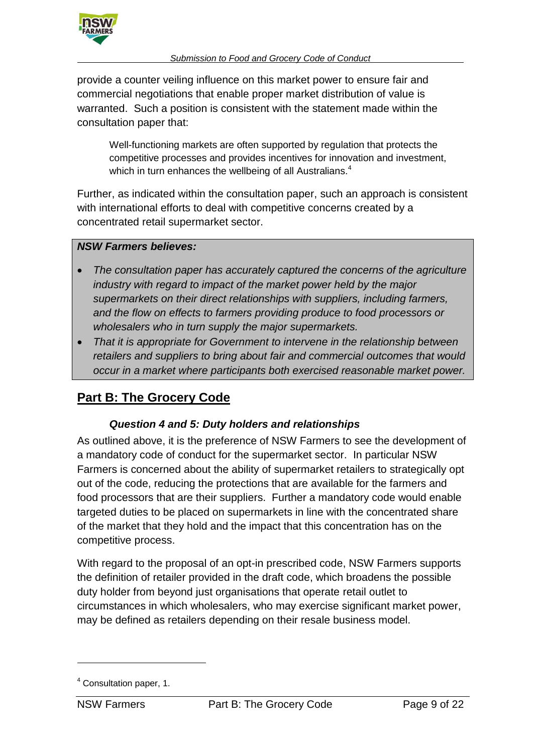provide a counter veiling influence on this market power to ensure fair and commercial negotiations that enable proper market distribution of value is warranted. Such a position is consistent with the statement made within the consultation paper that:

> Well-functioning markets are often supported by regulation that protects the competitive processes and provides incentives for innovation and investment, which in turn enhances the wellbeing of all Australians.[4]

Further, as indicated within the consultation paper, such an approach is consistent with international efforts to deal with competitive concerns created by a concentrated retail supermarket sector.

***NSW Farmers believes:***

- *The consultation paper has accurately captured the concerns of the agriculture industry with regard to impact of the market power held by the major supermarkets on their direct relationships with suppliers, including farmers, and the flow on effects to farmers providing produce to food processors or wholesalers who in turn supply the major supermarkets.*
- *That it is appropriate for Government to intervene in the relationship between retailers and suppliers to bring about fair and commercial outcomes that would occur in a market where participants both exercised reasonable market power.*

## Part B: The Grocery Code

### *Question 4 and 5: Duty holders and relationships*

As outlined above, it is the preference of NSW Farmers to see the development of a mandatory code of conduct for the supermarket sector. In particular NSW Farmers is concerned about the ability of supermarket retailers to strategically opt out of the code, reducing the protections that are available for the farmers and food processors that are their suppliers. Further a mandatory code would enable targeted duties to be placed on supermarkets in line with the concentrated share of the market that they hold and the impact that this concentration has on the competitive process.

With regard to the proposal of an opt-in prescribed code, NSW Farmers supports the definition of retailer provided in the draft code, which broadens the possible duty holder from beyond just organisations that operate retail outlet to circumstances in which wholesalers, who may exercise significant market power, may be defined as retailers depending on their resale business model.

---

[4] Consultation paper, 1.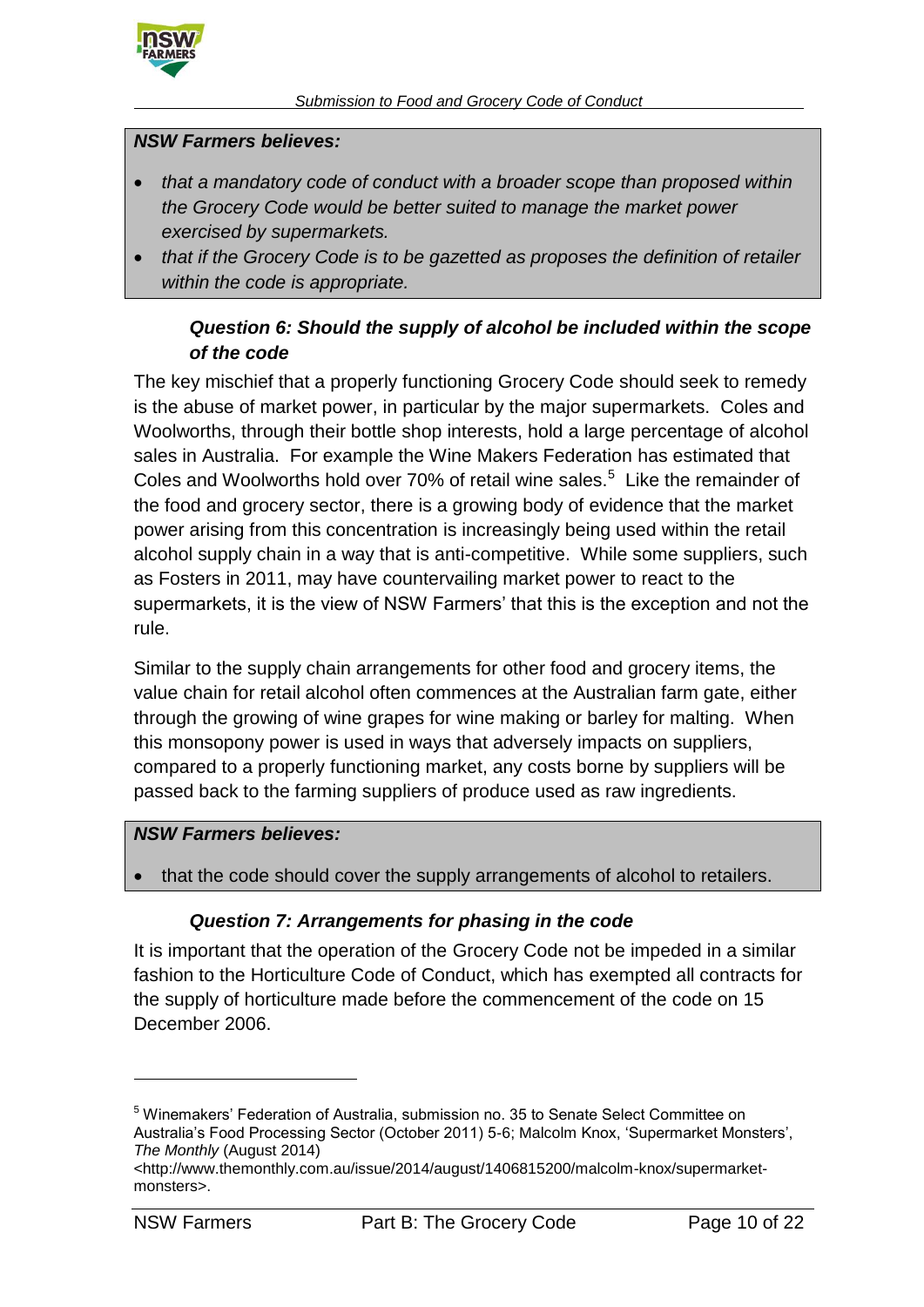***NSW Farmers believes:***

- *that a mandatory code of conduct with a broader scope than proposed within the Grocery Code would be better suited to manage the market power exercised by supermarkets.*
- *that if the Grocery Code is to be gazetted as proposes the definition of retailer within the code is appropriate.*

### *Question 6: Should the supply of alcohol be included within the scope of the code*

The key mischief that a properly functioning Grocery Code should seek to remedy is the abuse of market power, in particular by the major supermarkets. Coles and Woolworths, through their bottle shop interests, hold a large percentage of alcohol sales in Australia. For example the Wine Makers Federation has estimated that Coles and Woolworths hold over 70% of retail wine sales.[5] Like the remainder of the food and grocery sector, there is a growing body of evidence that the market power arising from this concentration is increasingly being used within the retail alcohol supply chain in a way that is anti-competitive. While some suppliers, such as Fosters in 2011, may have countervailing market power to react to the supermarkets, it is the view of NSW Farmers' that this is the exception and not the rule.

Similar to the supply chain arrangements for other food and grocery items, the value chain for retail alcohol often commences at the Australian farm gate, either through the growing of wine grapes for wine making or barley for malting. When this monsopony power is used in ways that adversely impacts on suppliers, compared to a properly functioning market, any costs borne by suppliers will be passed back to the farming suppliers of produce used as raw ingredients.

***NSW Farmers believes:***

- that the code should cover the supply arrangements of alcohol to retailers.

### *Question 7: Arrangements for phasing in the code*

It is important that the operation of the Grocery Code not be impeded in a similar fashion to the Horticulture Code of Conduct, which has exempted all contracts for the supply of horticulture made before the commencement of the code on 15 December 2006.

---

[5] Winemakers' Federation of Australia, submission no. 35 to Senate Select Committee on Australia's Food Processing Sector (October 2011) 5-6; Malcolm Knox, 'Supermarket Monsters', *The Monthly* (August 2014) <http://www.themonthly.com.au/issue/2014/august/1406815200/malcolm-knox/supermarket-monsters>.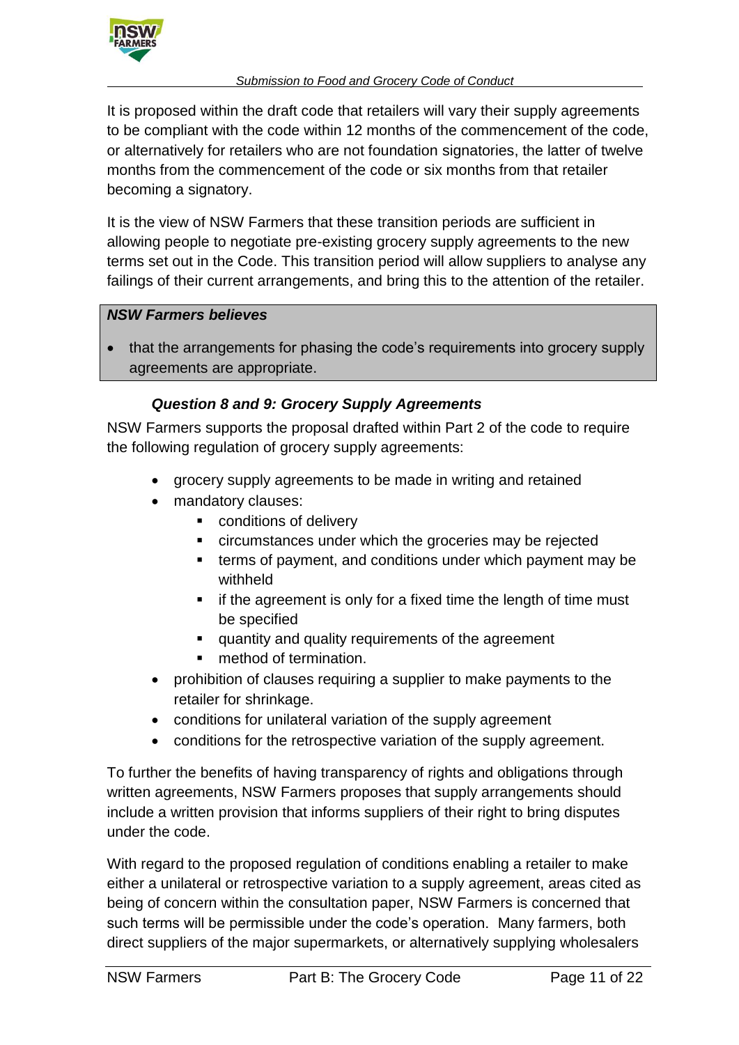It is proposed within the draft code that retailers will vary their supply agreements to be compliant with the code within 12 months of the commencement of the code, or alternatively for retailers who are not foundation signatories, the latter of twelve months from the commencement of the code or six months from that retailer becoming a signatory.

It is the view of NSW Farmers that these transition periods are sufficient in allowing people to negotiate pre-existing grocery supply agreements to the new terms set out in the Code. This transition period will allow suppliers to analyse any failings of their current arrangements, and bring this to the attention of the retailer.

***NSW Farmers believes***

- that the arrangements for phasing the code's requirements into grocery supply agreements are appropriate.

### *Question 8 and 9: Grocery Supply Agreements*

NSW Farmers supports the proposal drafted within Part 2 of the code to require the following regulation of grocery supply agreements:

- grocery supply agreements to be made in writing and retained
- mandatory clauses:
  - conditions of delivery
  - circumstances under which the groceries may be rejected
  - terms of payment, and conditions under which payment may be withheld
  - if the agreement is only for a fixed time the length of time must be specified
  - quantity and quality requirements of the agreement
  - method of termination.
- prohibition of clauses requiring a supplier to make payments to the retailer for shrinkage.
- conditions for unilateral variation of the supply agreement
- conditions for the retrospective variation of the supply agreement.

To further the benefits of having transparency of rights and obligations through written agreements, NSW Farmers proposes that supply arrangements should include a written provision that informs suppliers of their right to bring disputes under the code.

With regard to the proposed regulation of conditions enabling a retailer to make either a unilateral or retrospective variation to a supply agreement, areas cited as being of concern within the consultation paper, NSW Farmers is concerned that such terms will be permissible under the code's operation. Many farmers, both direct suppliers of the major supermarkets, or alternatively supplying wholesalers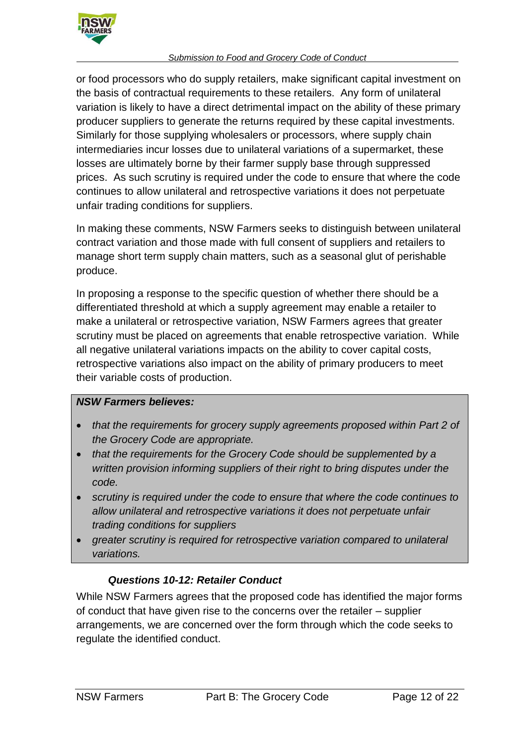or food processors who do supply retailers, make significant capital investment on the basis of contractual requirements to these retailers. Any form of unilateral variation is likely to have a direct detrimental impact on the ability of these primary producer suppliers to generate the returns required by these capital investments. Similarly for those supplying wholesalers or processors, where supply chain intermediaries incur losses due to unilateral variations of a supermarket, these losses are ultimately borne by their farmer supply base through suppressed prices. As such scrutiny is required under the code to ensure that where the code continues to allow unilateral and retrospective variations it does not perpetuate unfair trading conditions for suppliers.

In making these comments, NSW Farmers seeks to distinguish between unilateral contract variation and those made with full consent of suppliers and retailers to manage short term supply chain matters, such as a seasonal glut of perishable produce.

In proposing a response to the specific question of whether there should be a differentiated threshold at which a supply agreement may enable a retailer to make a unilateral or retrospective variation, NSW Farmers agrees that greater scrutiny must be placed on agreements that enable retrospective variation. While all negative unilateral variations impacts on the ability to cover capital costs, retrospective variations also impact on the ability of primary producers to meet their variable costs of production.

***NSW Farmers believes:***

- *that the requirements for grocery supply agreements proposed within Part 2 of the Grocery Code are appropriate.*
- *that the requirements for the Grocery Code should be supplemented by a written provision informing suppliers of their right to bring disputes under the code.*
- *scrutiny is required under the code to ensure that where the code continues to allow unilateral and retrospective variations it does not perpetuate unfair trading conditions for suppliers*
- *greater scrutiny is required for retrospective variation compared to unilateral variations.*

### *Questions 10-12: Retailer Conduct*

While NSW Farmers agrees that the proposed code has identified the major forms of conduct that have given rise to the concerns over the retailer – supplier arrangements, we are concerned over the form through which the code seeks to regulate the identified conduct.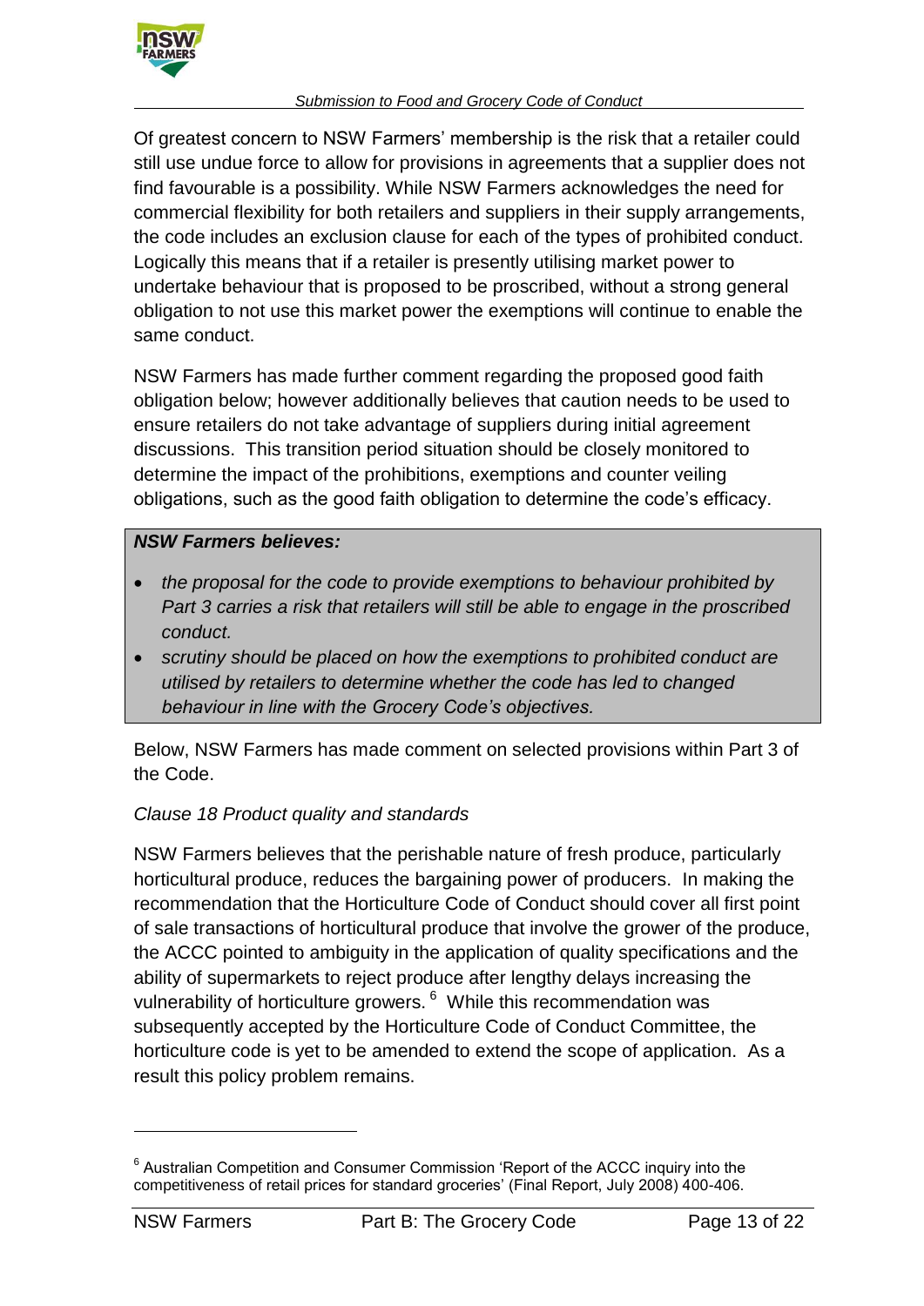Of greatest concern to NSW Farmers' membership is the risk that a retailer could still use undue force to allow for provisions in agreements that a supplier does not find favourable is a possibility. While NSW Farmers acknowledges the need for commercial flexibility for both retailers and suppliers in their supply arrangements, the code includes an exclusion clause for each of the types of prohibited conduct. Logically this means that if a retailer is presently utilising market power to undertake behaviour that is proposed to be proscribed, without a strong general obligation to not use this market power the exemptions will continue to enable the same conduct.

NSW Farmers has made further comment regarding the proposed good faith obligation below; however additionally believes that caution needs to be used to ensure retailers do not take advantage of suppliers during initial agreement discussions. This transition period situation should be closely monitored to determine the impact of the prohibitions, exemptions and counter veiling obligations, such as the good faith obligation to determine the code's efficacy.

> ***NSW Farmers believes:***
>
> - *the proposal for the code to provide exemptions to behaviour prohibited by Part 3 carries a risk that retailers will still be able to engage in the proscribed conduct.*
> - *scrutiny should be placed on how the exemptions to prohibited conduct are utilised by retailers to determine whether the code has led to changed behaviour in line with the Grocery Code's objectives.*

Below, NSW Farmers has made comment on selected provisions within Part 3 of the Code.

*Clause 18 Product quality and standards*

NSW Farmers believes that the perishable nature of fresh produce, particularly horticultural produce, reduces the bargaining power of producers. In making the recommendation that the Horticulture Code of Conduct should cover all first point of sale transactions of horticultural produce that involve the grower of the produce, the ACCC pointed to ambiguity in the application of quality specifications and the ability of supermarkets to reject produce after lengthy delays increasing the vulnerability of horticulture growers. [6] While this recommendation was subsequently accepted by the Horticulture Code of Conduct Committee, the horticulture code is yet to be amended to extend the scope of application. As a result this policy problem remains.

---

[6] Australian Competition and Consumer Commission 'Report of the ACCC inquiry into the competitiveness of retail prices for standard groceries' (Final Report, July 2008) 400-406.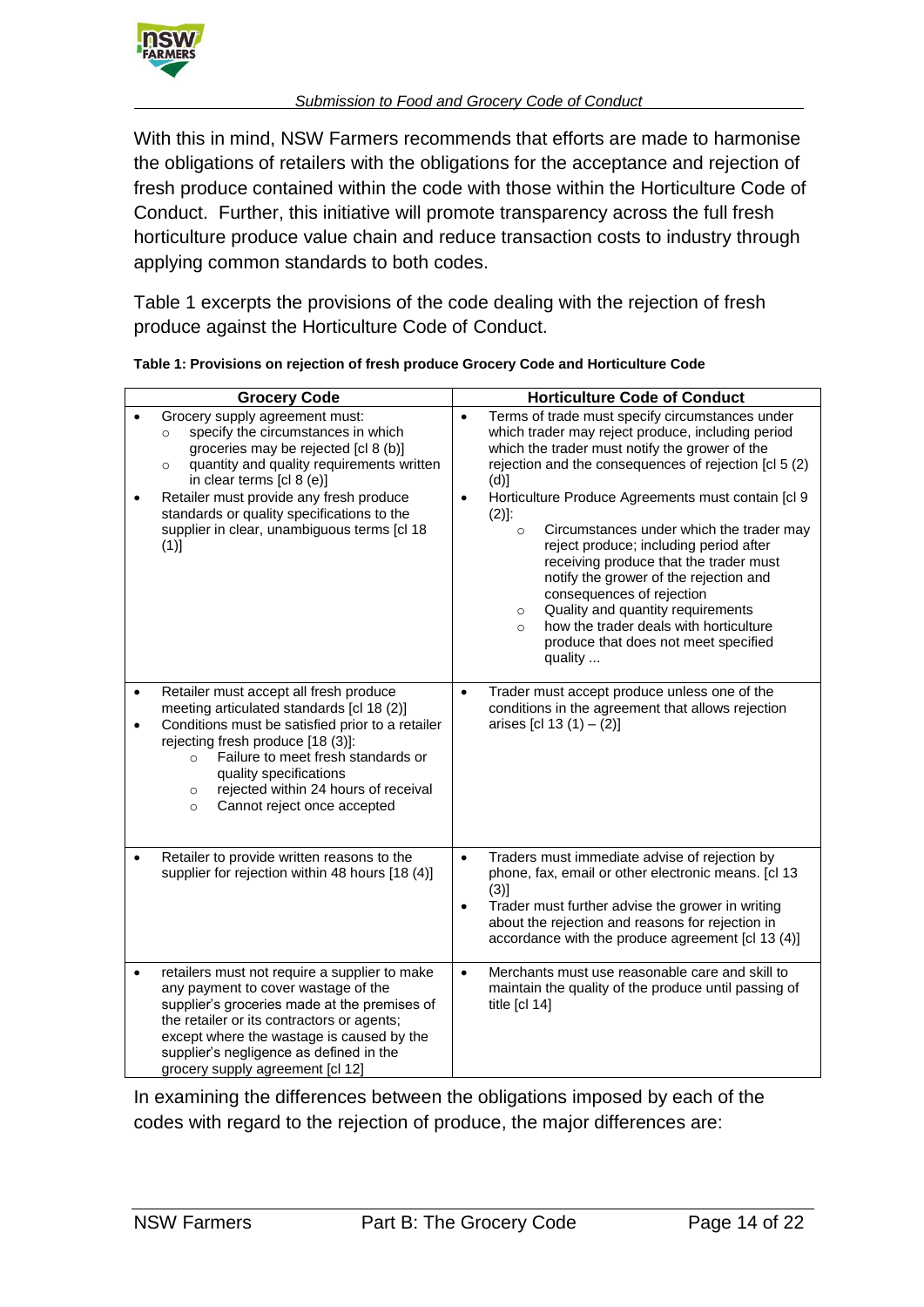With this in mind, NSW Farmers recommends that efforts are made to harmonise the obligations of retailers with the obligations for the acceptance and rejection of fresh produce contained within the code with those within the Horticulture Code of Conduct. Further, this initiative will promote transparency across the full fresh horticulture produce value chain and reduce transaction costs to industry through applying common standards to both codes.

Table 1 excerpts the provisions of the code dealing with the rejection of fresh produce against the Horticulture Code of Conduct.

**Table 1: Provisions on rejection of fresh produce Grocery Code and Horticulture Code**

| Grocery Code | Horticulture Code of Conduct |
|---|---|
| • Grocery supply agreement must:<br>&nbsp;&nbsp;○ specify the circumstances in which groceries may be rejected [cl 8 (b)]<br>&nbsp;&nbsp;○ quantity and quality requirements written in clear terms [cl 8 (e)]<br>• Retailer must provide any fresh produce standards or quality specifications to the supplier in clear, unambiguous terms [cl 18 (1)] | • Terms of trade must specify circumstances under which trader may reject produce, including period which the trader must notify the grower of the rejection and the consequences of rejection [cl 5 (2) (d)]<br>• Horticulture Produce Agreements must contain [cl 9 (2)]:<br>&nbsp;&nbsp;○ Circumstances under which the trader may reject produce; including period after receiving produce that the trader must notify the grower of the rejection and consequences of rejection<br>&nbsp;&nbsp;○ Quality and quantity requirements<br>&nbsp;&nbsp;○ how the trader deals with horticulture produce that does not meet specified quality ... |
| • Retailer must accept all fresh produce meeting articulated standards [cl 18 (2)]<br>• Conditions must be satisfied prior to a retailer rejecting fresh produce [18 (3)]:<br>&nbsp;&nbsp;○ Failure to meet fresh standards or quality specifications<br>&nbsp;&nbsp;○ rejected within 24 hours of receival<br>&nbsp;&nbsp;○ Cannot reject once accepted | • Trader must accept produce unless one of the conditions in the agreement that allows rejection arises [cl 13 (1) – (2)] |
| • Retailer to provide written reasons to the supplier for rejection within 48 hours [18 (4)] | • Traders must immediate advise of rejection by phone, fax, email or other electronic means. [cl 13 (3)]<br>• Trader must further advise the grower in writing about the rejection and reasons for rejection in accordance with the produce agreement [cl 13 (4)] |
| • retailers must not require a supplier to make any payment to cover wastage of the supplier's groceries made at the premises of the retailer or its contractors or agents; except where the wastage is caused by the supplier's negligence as defined in the grocery supply agreement [cl 12] | • Merchants must use reasonable care and skill to maintain the quality of the produce until passing of title [cl 14] |

In examining the differences between the obligations imposed by each of the codes with regard to the rejection of produce, the major differences are: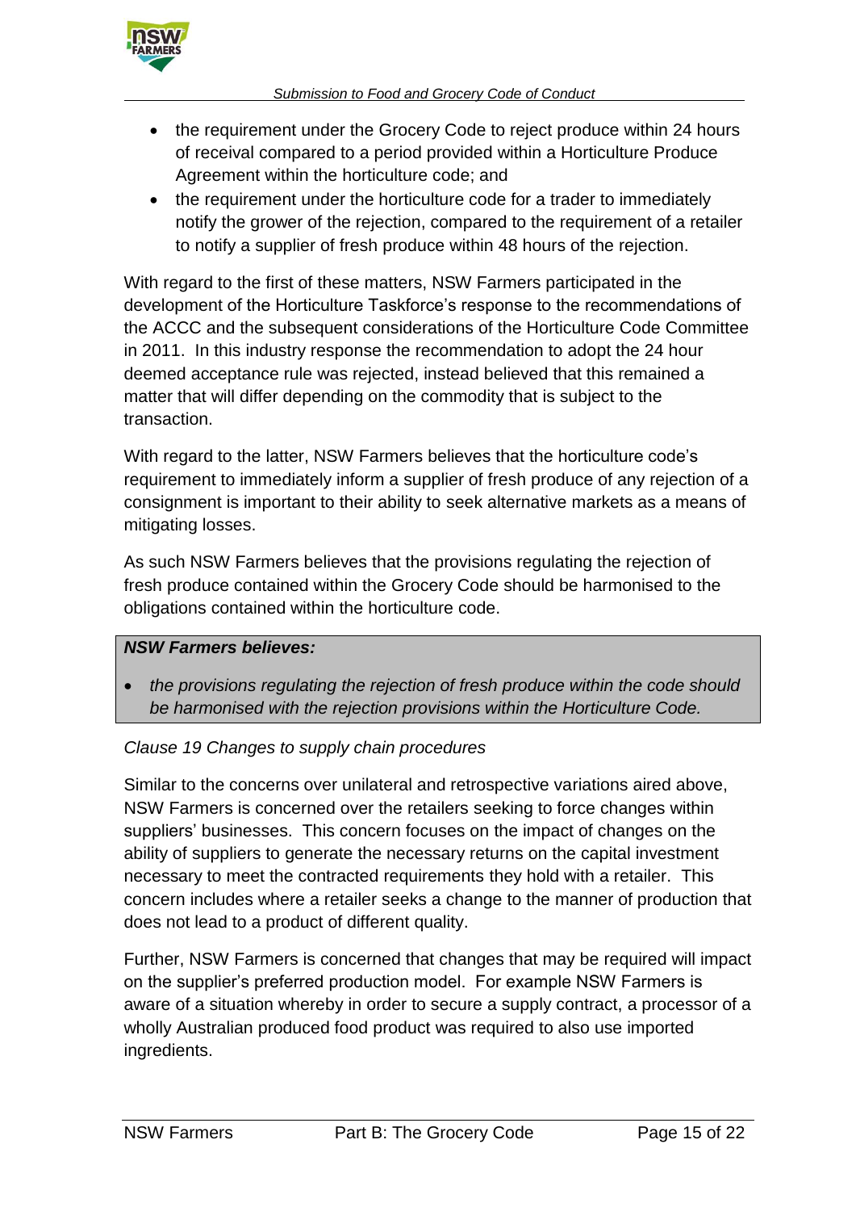- the requirement under the Grocery Code to reject produce within 24 hours of receival compared to a period provided within a Horticulture Produce Agreement within the horticulture code; and
- the requirement under the horticulture code for a trader to immediately notify the grower of the rejection, compared to the requirement of a retailer to notify a supplier of fresh produce within 48 hours of the rejection.

With regard to the first of these matters, NSW Farmers participated in the development of the Horticulture Taskforce's response to the recommendations of the ACCC and the subsequent considerations of the Horticulture Code Committee in 2011. In this industry response the recommendation to adopt the 24 hour deemed acceptance rule was rejected, instead believed that this remained a matter that will differ depending on the commodity that is subject to the transaction.

With regard to the latter, NSW Farmers believes that the horticulture code's requirement to immediately inform a supplier of fresh produce of any rejection of a consignment is important to their ability to seek alternative markets as a means of mitigating losses.

As such NSW Farmers believes that the provisions regulating the rejection of fresh produce contained within the Grocery Code should be harmonised to the obligations contained within the horticulture code.

***NSW Farmers believes:***

- *the provisions regulating the rejection of fresh produce within the code should be harmonised with the rejection provisions within the Horticulture Code.*

*Clause 19 Changes to supply chain procedures*

Similar to the concerns over unilateral and retrospective variations aired above, NSW Farmers is concerned over the retailers seeking to force changes within suppliers' businesses. This concern focuses on the impact of changes on the ability of suppliers to generate the necessary returns on the capital investment necessary to meet the contracted requirements they hold with a retailer. This concern includes where a retailer seeks a change to the manner of production that does not lead to a product of different quality.

Further, NSW Farmers is concerned that changes that may be required will impact on the supplier's preferred production model. For example NSW Farmers is aware of a situation whereby in order to secure a supply contract, a processor of a wholly Australian produced food product was required to also use imported ingredients.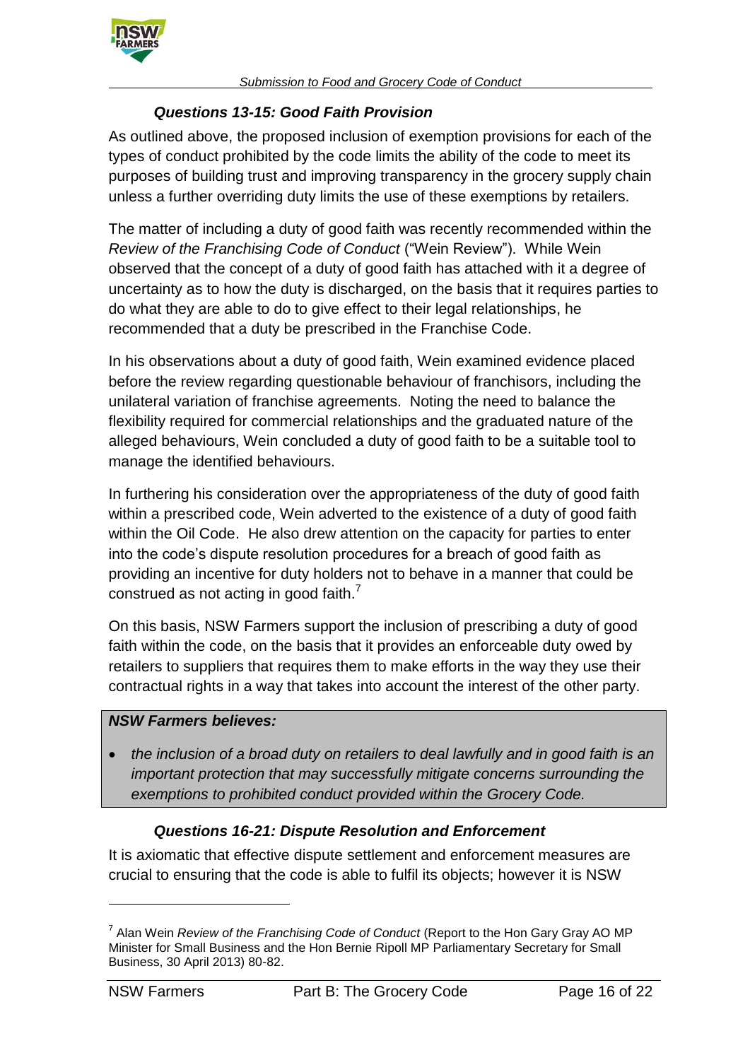### *Questions 13-15: Good Faith Provision*

As outlined above, the proposed inclusion of exemption provisions for each of the types of conduct prohibited by the code limits the ability of the code to meet its purposes of building trust and improving transparency in the grocery supply chain unless a further overriding duty limits the use of these exemptions by retailers.

The matter of including a duty of good faith was recently recommended within the *Review of the Franchising Code of Conduct* ("Wein Review"). While Wein observed that the concept of a duty of good faith has attached with it a degree of uncertainty as to how the duty is discharged, on the basis that it requires parties to do what they are able to do to give effect to their legal relationships, he recommended that a duty be prescribed in the Franchise Code.

In his observations about a duty of good faith, Wein examined evidence placed before the review regarding questionable behaviour of franchisors, including the unilateral variation of franchise agreements. Noting the need to balance the flexibility required for commercial relationships and the graduated nature of the alleged behaviours, Wein concluded a duty of good faith to be a suitable tool to manage the identified behaviours.

In furthering his consideration over the appropriateness of the duty of good faith within a prescribed code, Wein adverted to the existence of a duty of good faith within the Oil Code. He also drew attention on the capacity for parties to enter into the code's dispute resolution procedures for a breach of good faith as providing an incentive for duty holders not to behave in a manner that could be construed as not acting in good faith.[7]

On this basis, NSW Farmers support the inclusion of prescribing a duty of good faith within the code, on the basis that it provides an enforceable duty owed by retailers to suppliers that requires them to make efforts in the way they use their contractual rights in a way that takes into account the interest of the other party.

> ***NSW Farmers believes:***
>
> - *the inclusion of a broad duty on retailers to deal lawfully and in good faith is an important protection that may successfully mitigate concerns surrounding the exemptions to prohibited conduct provided within the Grocery Code.*

### *Questions 16-21: Dispute Resolution and Enforcement*

It is axiomatic that effective dispute settlement and enforcement measures are crucial to ensuring that the code is able to fulfil its objects; however it is NSW

---

[7] Alan Wein *Review of the Franchising Code of Conduct* (Report to the Hon Gary Gray AO MP Minister for Small Business and the Hon Bernie Ripoll MP Parliamentary Secretary for Small Business, 30 April 2013) 80-82.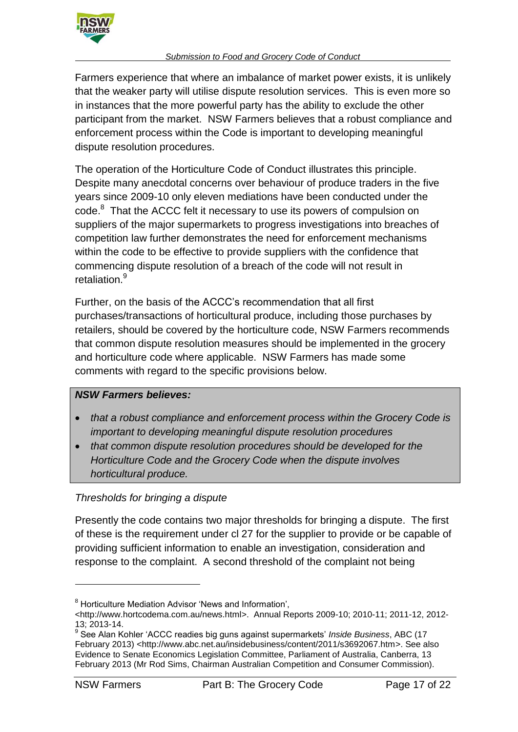Farmers experience that where an imbalance of market power exists, it is unlikely that the weaker party will utilise dispute resolution services. This is even more so in instances that the more powerful party has the ability to exclude the other participant from the market. NSW Farmers believes that a robust compliance and enforcement process within the Code is important to developing meaningful dispute resolution procedures.

The operation of the Horticulture Code of Conduct illustrates this principle. Despite many anecdotal concerns over behaviour of produce traders in the five years since 2009-10 only eleven mediations have been conducted under the code.[8] That the ACCC felt it necessary to use its powers of compulsion on suppliers of the major supermarkets to progress investigations into breaches of competition law further demonstrates the need for enforcement mechanisms within the code to be effective to provide suppliers with the confidence that commencing dispute resolution of a breach of the code will not result in retaliation.[9]

Further, on the basis of the ACCC's recommendation that all first purchases/transactions of horticultural produce, including those purchases by retailers, should be covered by the horticulture code, NSW Farmers recommends that common dispute resolution measures should be implemented in the grocery and horticulture code where applicable. NSW Farmers has made some comments with regard to the specific provisions below.

> ***NSW Farmers believes:***
>
> - *that a robust compliance and enforcement process within the Grocery Code is important to developing meaningful dispute resolution procedures*
> - *that common dispute resolution procedures should be developed for the Horticulture Code and the Grocery Code when the dispute involves horticultural produce.*

*Thresholds for bringing a dispute*

Presently the code contains two major thresholds for bringing a dispute. The first of these is the requirement under cl 27 for the supplier to provide or be capable of providing sufficient information to enable an investigation, consideration and response to the complaint. A second threshold of the complaint not being

---

[8] Horticulture Mediation Advisor 'News and Information', <http://www.hortcodema.com.au/news.html>. Annual Reports 2009-10; 2010-11; 2011-12, 2012-13; 2013-14.

[9] See Alan Kohler 'ACCC readies big guns against supermarkets' *Inside Business*, ABC (17 February 2013) <http://www.abc.net.au/insidebusiness/content/2011/s3692067.htm>. See also Evidence to Senate Economics Legislation Committee, Parliament of Australia, Canberra, 13 February 2013 (Mr Rod Sims, Chairman Australian Competition and Consumer Commission).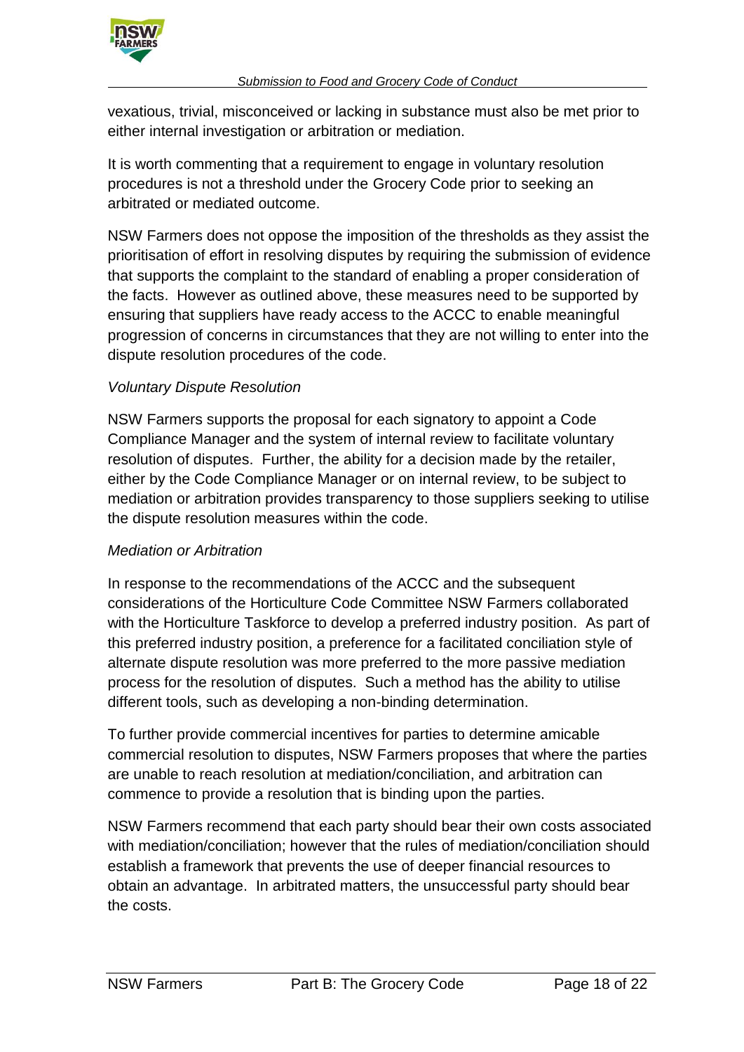vexatious, trivial, misconceived or lacking in substance must also be met prior to either internal investigation or arbitration or mediation.

It is worth commenting that a requirement to engage in voluntary resolution procedures is not a threshold under the Grocery Code prior to seeking an arbitrated or mediated outcome.

NSW Farmers does not oppose the imposition of the thresholds as they assist the prioritisation of effort in resolving disputes by requiring the submission of evidence that supports the complaint to the standard of enabling a proper consideration of the facts. However as outlined above, these measures need to be supported by ensuring that suppliers have ready access to the ACCC to enable meaningful progression of concerns in circumstances that they are not willing to enter into the dispute resolution procedures of the code.

*Voluntary Dispute Resolution*

NSW Farmers supports the proposal for each signatory to appoint a Code Compliance Manager and the system of internal review to facilitate voluntary resolution of disputes. Further, the ability for a decision made by the retailer, either by the Code Compliance Manager or on internal review, to be subject to mediation or arbitration provides transparency to those suppliers seeking to utilise the dispute resolution measures within the code.

*Mediation or Arbitration*

In response to the recommendations of the ACCC and the subsequent considerations of the Horticulture Code Committee NSW Farmers collaborated with the Horticulture Taskforce to develop a preferred industry position. As part of this preferred industry position, a preference for a facilitated conciliation style of alternate dispute resolution was more preferred to the more passive mediation process for the resolution of disputes. Such a method has the ability to utilise different tools, such as developing a non-binding determination.

To further provide commercial incentives for parties to determine amicable commercial resolution to disputes, NSW Farmers proposes that where the parties are unable to reach resolution at mediation/conciliation, and arbitration can commence to provide a resolution that is binding upon the parties.

NSW Farmers recommend that each party should bear their own costs associated with mediation/conciliation; however that the rules of mediation/conciliation should establish a framework that prevents the use of deeper financial resources to obtain an advantage. In arbitrated matters, the unsuccessful party should bear the costs.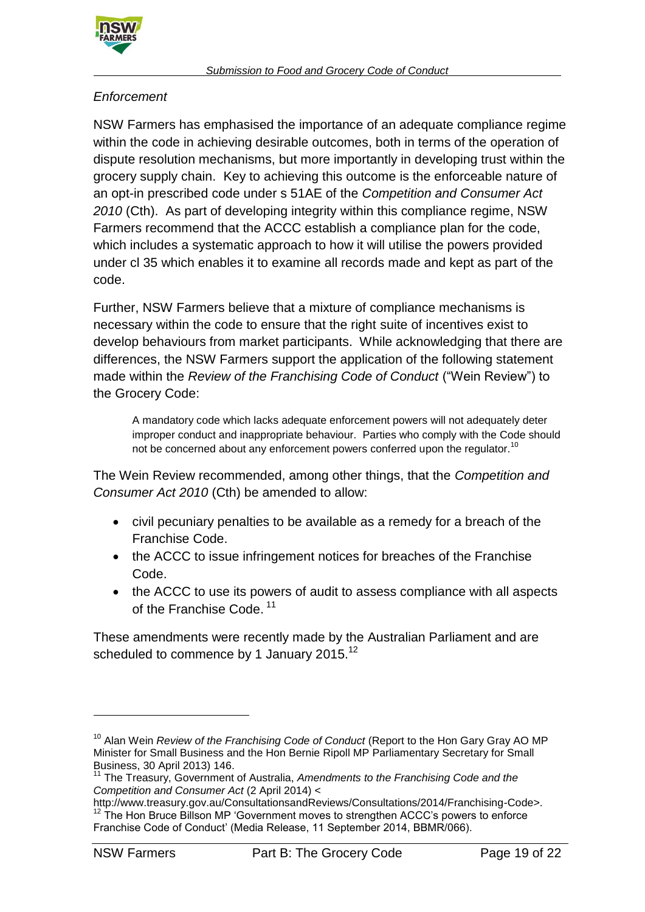*Enforcement*

NSW Farmers has emphasised the importance of an adequate compliance regime within the code in achieving desirable outcomes, both in terms of the operation of dispute resolution mechanisms, but more importantly in developing trust within the grocery supply chain. Key to achieving this outcome is the enforceable nature of an opt-in prescribed code under s 51AE of the *Competition and Consumer Act 2010* (Cth). As part of developing integrity within this compliance regime, NSW Farmers recommend that the ACCC establish a compliance plan for the code, which includes a systematic approach to how it will utilise the powers provided under cl 35 which enables it to examine all records made and kept as part of the code.

Further, NSW Farmers believe that a mixture of compliance mechanisms is necessary within the code to ensure that the right suite of incentives exist to develop behaviours from market participants. While acknowledging that there are differences, the NSW Farmers support the application of the following statement made within the *Review of the Franchising Code of Conduct* ("Wein Review") to the Grocery Code:

> A mandatory code which lacks adequate enforcement powers will not adequately deter improper conduct and inappropriate behaviour. Parties who comply with the Code should not be concerned about any enforcement powers conferred upon the regulator.[10]

The Wein Review recommended, among other things, that the *Competition and Consumer Act 2010* (Cth) be amended to allow:

- civil pecuniary penalties to be available as a remedy for a breach of the Franchise Code.
- the ACCC to issue infringement notices for breaches of the Franchise Code.
- the ACCC to use its powers of audit to assess compliance with all aspects of the Franchise Code. [11]

These amendments were recently made by the Australian Parliament and are scheduled to commence by 1 January 2015.[12]

---

[10] Alan Wein *Review of the Franchising Code of Conduct* (Report to the Hon Gary Gray AO MP Minister for Small Business and the Hon Bernie Ripoll MP Parliamentary Secretary for Small Business, 30 April 2013) 146.

[11] The Treasury, Government of Australia, *Amendments to the Franchising Code and the Competition and Consumer Act* (2 April 2014) < http://www.treasury.gov.au/ConsultationsandReviews/Consultations/2014/Franchising-Code>.

[12] The Hon Bruce Billson MP 'Government moves to strengthen ACCC's powers to enforce Franchise Code of Conduct' (Media Release, 11 September 2014, BBMR/066).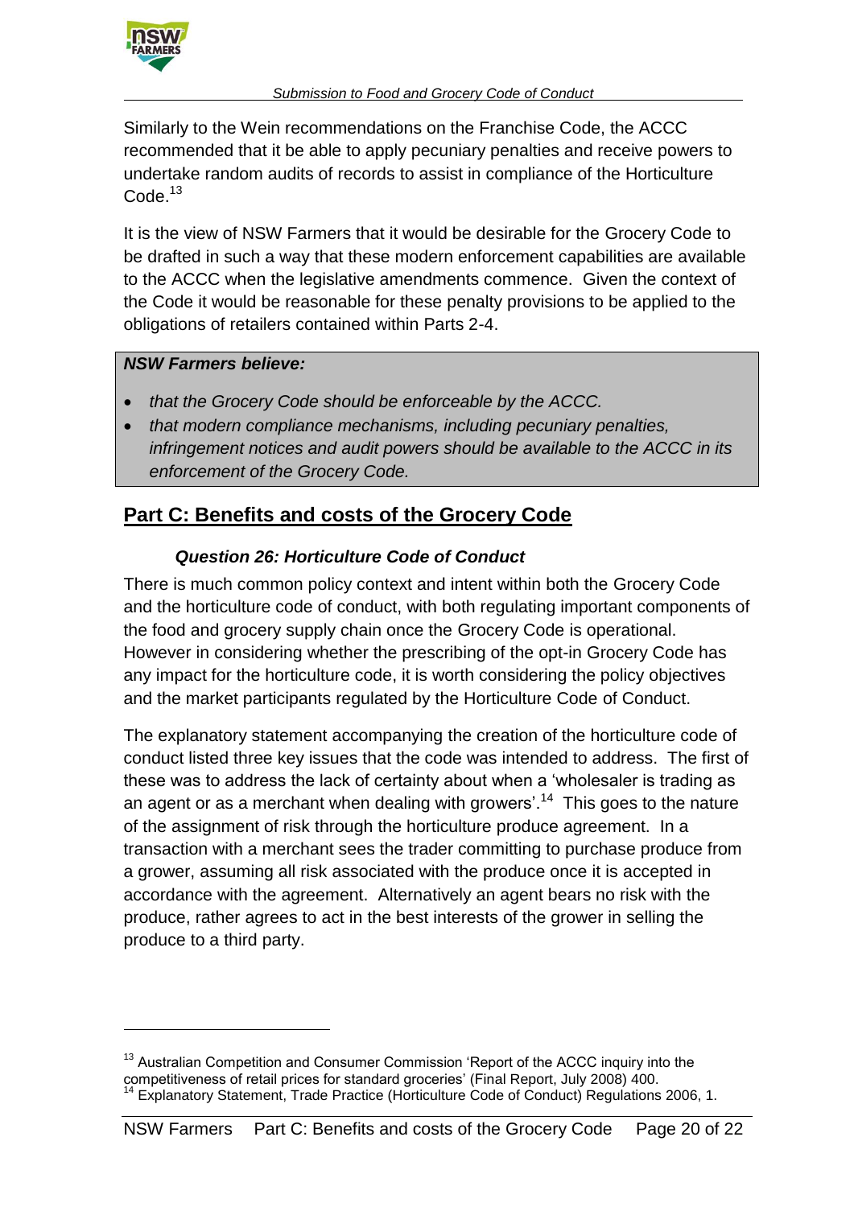Similarly to the Wein recommendations on the Franchise Code, the ACCC recommended that it be able to apply pecuniary penalties and receive powers to undertake random audits of records to assist in compliance of the Horticulture Code.[13]

It is the view of NSW Farmers that it would be desirable for the Grocery Code to be drafted in such a way that these modern enforcement capabilities are available to the ACCC when the legislative amendments commence. Given the context of the Code it would be reasonable for these penalty provisions to be applied to the obligations of retailers contained within Parts 2-4.

> ***NSW Farmers believe:***
>
> - *that the Grocery Code should be enforceable by the ACCC.*
> - *that modern compliance mechanisms, including pecuniary penalties, infringement notices and audit powers should be available to the ACCC in its enforcement of the Grocery Code.*

## Part C: Benefits and costs of the Grocery Code

### *Question 26: Horticulture Code of Conduct*

There is much common policy context and intent within both the Grocery Code and the horticulture code of conduct, with both regulating important components of the food and grocery supply chain once the Grocery Code is operational. However in considering whether the prescribing of the opt-in Grocery Code has any impact for the horticulture code, it is worth considering the policy objectives and the market participants regulated by the Horticulture Code of Conduct.

The explanatory statement accompanying the creation of the horticulture code of conduct listed three key issues that the code was intended to address. The first of these was to address the lack of certainty about when a 'wholesaler is trading as an agent or as a merchant when dealing with growers'.[14] This goes to the nature of the assignment of risk through the horticulture produce agreement. In a transaction with a merchant sees the trader committing to purchase produce from a grower, assuming all risk associated with the produce once it is accepted in accordance with the agreement. Alternatively an agent bears no risk with the produce, rather agrees to act in the best interests of the grower in selling the produce to a third party.

---

[13] Australian Competition and Consumer Commission 'Report of the ACCC inquiry into the competitiveness of retail prices for standard groceries' (Final Report, July 2008) 400.

[14] Explanatory Statement, Trade Practice (Horticulture Code of Conduct) Regulations 2006, 1.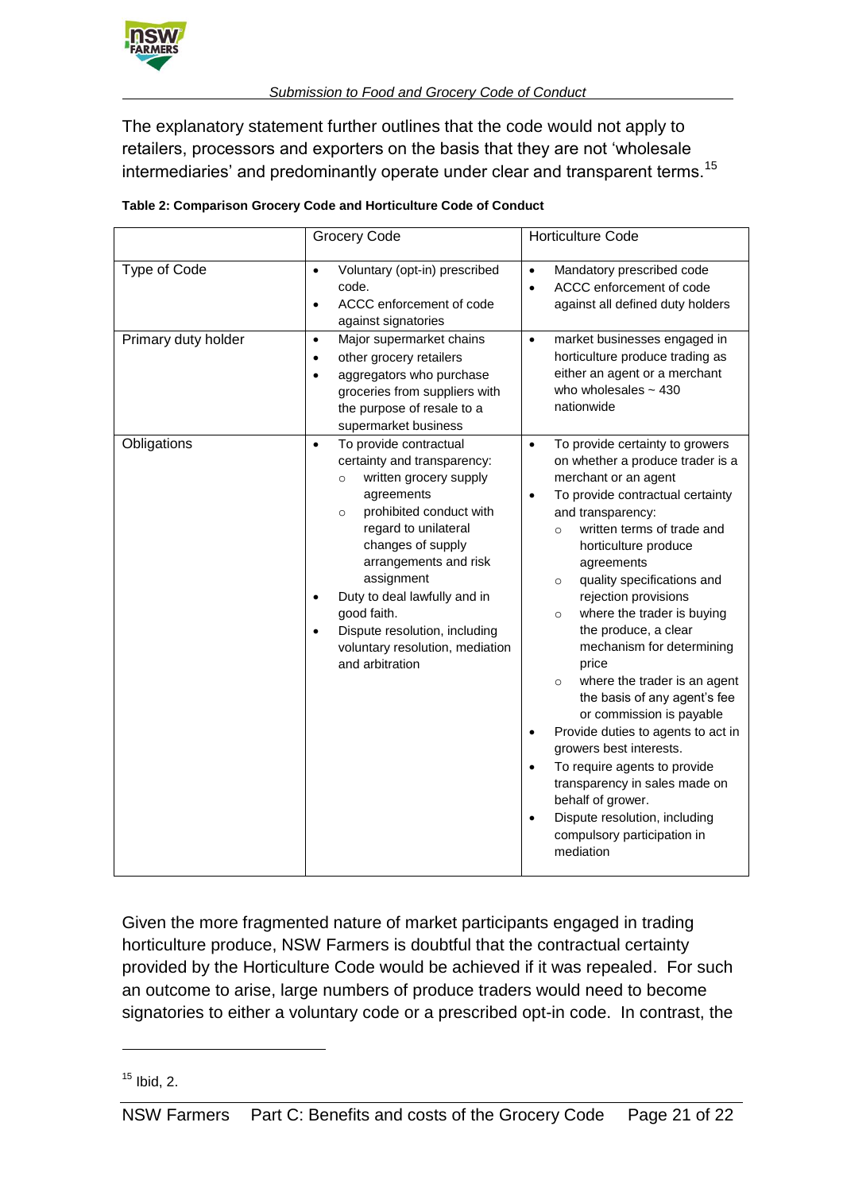The explanatory statement further outlines that the code would not apply to retailers, processors and exporters on the basis that they are not 'wholesale intermediaries' and predominantly operate under clear and transparent terms.[15]

**Table 2: Comparison Grocery Code and Horticulture Code of Conduct**

| | Grocery Code | Horticulture Code |
|---|---|---|
| Type of Code | • Voluntary (opt-in) prescribed code.<br>• ACCC enforcement of code against signatories | • Mandatory prescribed code<br>• ACCC enforcement of code against all defined duty holders |
| Primary duty holder | • Major supermarket chains<br>• other grocery retailers<br>• aggregators who purchase groceries from suppliers with the purpose of resale to a supermarket business | • market businesses engaged in horticulture produce trading as either an agent or a merchant who wholesales ~ 430 nationwide |
| Obligations | • To provide contractual certainty and transparency:<br>&nbsp;&nbsp;○ written grocery supply agreements<br>&nbsp;&nbsp;○ prohibited conduct with regard to unilateral changes of supply arrangements and risk assignment<br>• Duty to deal lawfully and in good faith.<br>• Dispute resolution, including voluntary resolution, mediation and arbitration | • To provide certainty to growers on whether a produce trader is a merchant or an agent<br>• To provide contractual certainty and transparency:<br>&nbsp;&nbsp;○ written terms of trade and horticulture produce agreements<br>&nbsp;&nbsp;○ quality specifications and rejection provisions<br>&nbsp;&nbsp;○ where the trader is buying the produce, a clear mechanism for determining price<br>&nbsp;&nbsp;○ where the trader is an agent the basis of any agent's fee or commission is payable<br>• Provide duties to agents to act in growers best interests.<br>• To require agents to provide transparency in sales made on behalf of grower.<br>• Dispute resolution, including compulsory participation in mediation |

Given the more fragmented nature of market participants engaged in trading horticulture produce, NSW Farmers is doubtful that the contractual certainty provided by the Horticulture Code would be achieved if it was repealed. For such an outcome to arise, large numbers of produce traders would need to become signatories to either a voluntary code or a prescribed opt-in code. In contrast, the

[15] Ibid, 2.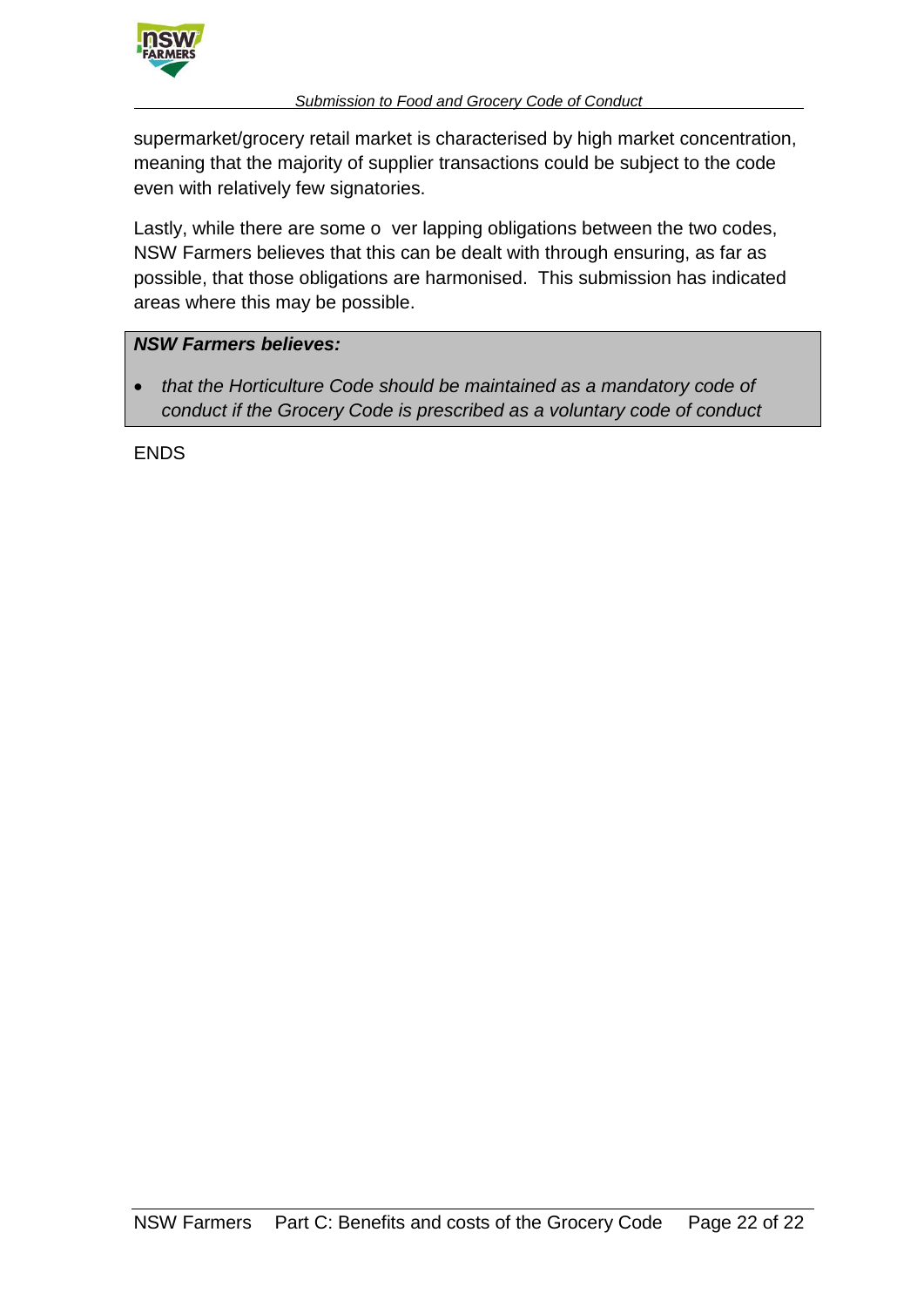supermarket/grocery retail market is characterised by high market concentration, meaning that the majority of supplier transactions could be subject to the code even with relatively few signatories.

Lastly, while there are some o ver lapping obligations between the two codes, NSW Farmers believes that this can be dealt with through ensuring, as far as possible, that those obligations are harmonised. This submission has indicated areas where this may be possible.

***NSW Farmers believes:***

- *that the Horticulture Code should be maintained as a mandatory code of conduct if the Grocery Code is prescribed as a voluntary code of conduct*

ENDS